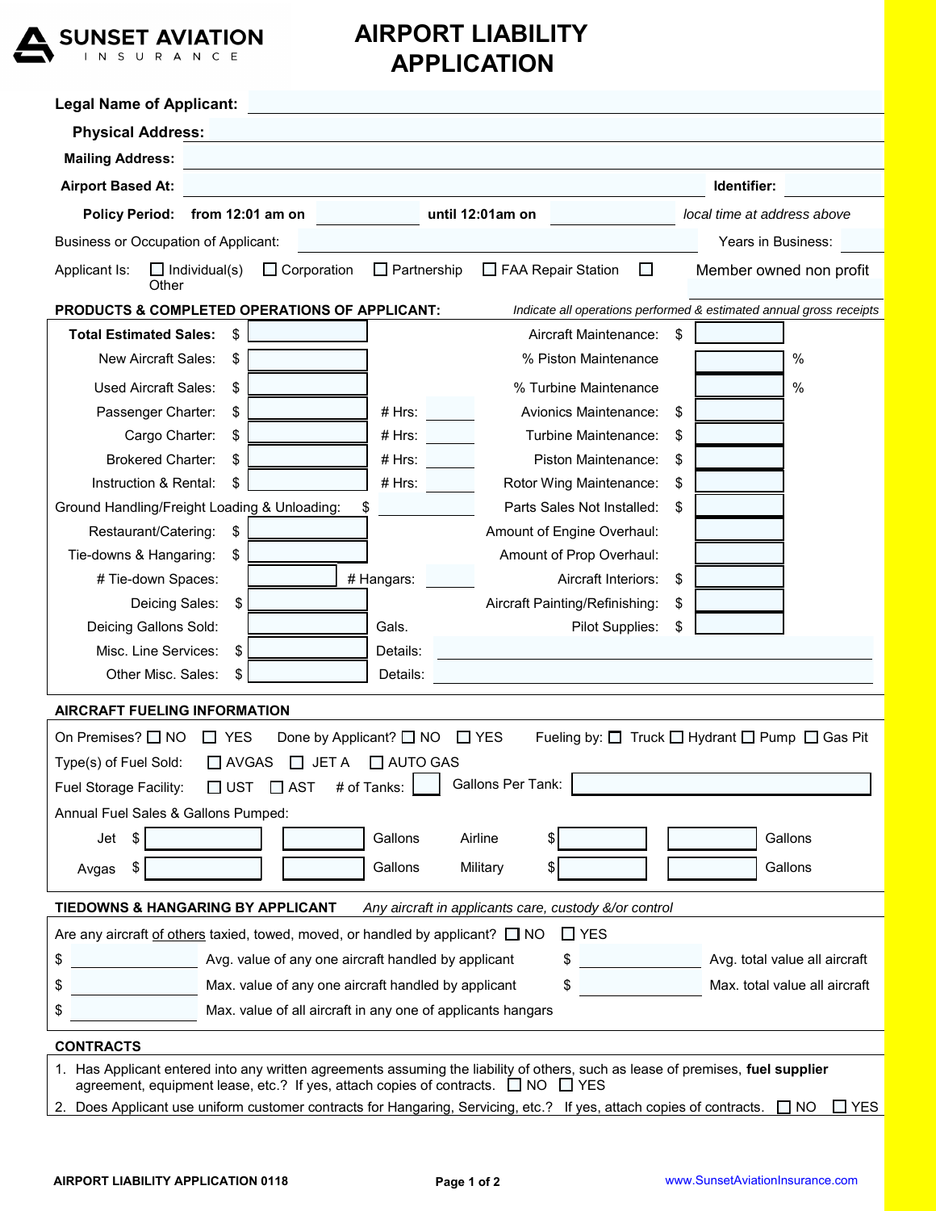SUNSET AVIATION INSURANCE

# AIRPORT LIABILITY APPLICATION

**Legal Name of Applicant:** 

**Physical Address:** 

**Mailing Address:** 

**Airport Based At:** **Identifier:** 

**Policy Period:** **from 12:01 am on** **until 12:01am on** *local time at address above*

Business or Occupation of Applicant: Years in Business: 

Applicant Is: ☐ Individual(s) ☐ Corporation ☐ Partnership ☐ FAA Repair Station ☐ Member owned non profit Other

## PRODUCTS & COMPLETED OPERATIONS OF APPLICANT:

*Indicate all operations performed & estimated annual gross receipts*

| | | | | |
|---|---|---|---|---|
| **Total Estimated Sales:** $ | | | Aircraft Maintenance: | $ |
| New Aircraft Sales: $ | | | % Piston Maintenance | % |
| Used Aircraft Sales: $ | | | % Turbine Maintenance | % |
| Passenger Charter: $ | | # Hrs: | Avionics Maintenance: | $ |
| Cargo Charter: $ | | # Hrs: | Turbine Maintenance: | $ |
| Brokered Charter: $ | | # Hrs: | Piston Maintenance: | $ |
| Instruction & Rental: $ | | # Hrs: | Rotor Wing Maintenance: | $ |
| Ground Handling/Freight Loading & Unloading: $ | | | Parts Sales Not Installed: | $ |
| Restaurant/Catering: $ | | | Amount of Engine Overhaul: | |
| Tie-downs & Hangaring: $ | | | Amount of Prop Overhaul: | |
| # Tie-down Spaces: | | # Hangars: | Aircraft Interiors: | $ |
| Deicing Sales: $ | | | Aircraft Painting/Refinishing: | $ |
| Deicing Gallons Sold: | | Gals. | Pilot Supplies: | $ |
| Misc. Line Services: $ | | Details: | | |
| Other Misc. Sales: $ | | Details: | | |

## AIRCRAFT FUELING INFORMATION

On Premises? ☐ NO ☐ YES Done by Applicant? ☐ NO ☐ YES Fueling by: ☐ Truck ☐ Hydrant ☐ Pump ☐ Gas Pit

Type(s) of Fuel Sold: ☐ AVGAS ☐ JET A ☐ AUTO GAS

Fuel Storage Facility: ☐ UST ☐ AST # of Tanks: Gallons Per Tank: 

Annual Fuel Sales & Gallons Pumped:

| | | | | | |
|---|---|---|---|---|---|
| Jet | $ | Gallons | Airline | $ | Gallons |
| Avgas | $ | Gallons | Military | $ | Gallons |

## TIEDOWNS & HANGARING BY APPLICANT

*Any aircraft in applicants care, custody &/or control*

Are any aircraft of others taxied, towed, moved, or handled by applicant? ☐ NO ☐ YES

| | | | |
|---|---|---|---|
| $ | Avg. value of any one aircraft handled by applicant | $ | Avg. total value all aircraft |
| $ | Max. value of any one aircraft handled by applicant | $ | Max. total value all aircraft |
| $ | Max. value of all aircraft in any one of applicants hangars | | |

## CONTRACTS

1. Has Applicant entered into any written agreements assuming the liability of others, such as lease of premises, **fuel supplier** agreement, equipment lease, etc.? If yes, attach copies of contracts. ☐ NO ☐ YES
2. Does Applicant use uniform customer contracts for Hangaring, Servicing, etc.? If yes, attach copies of contracts. ☐ NO ☐ YES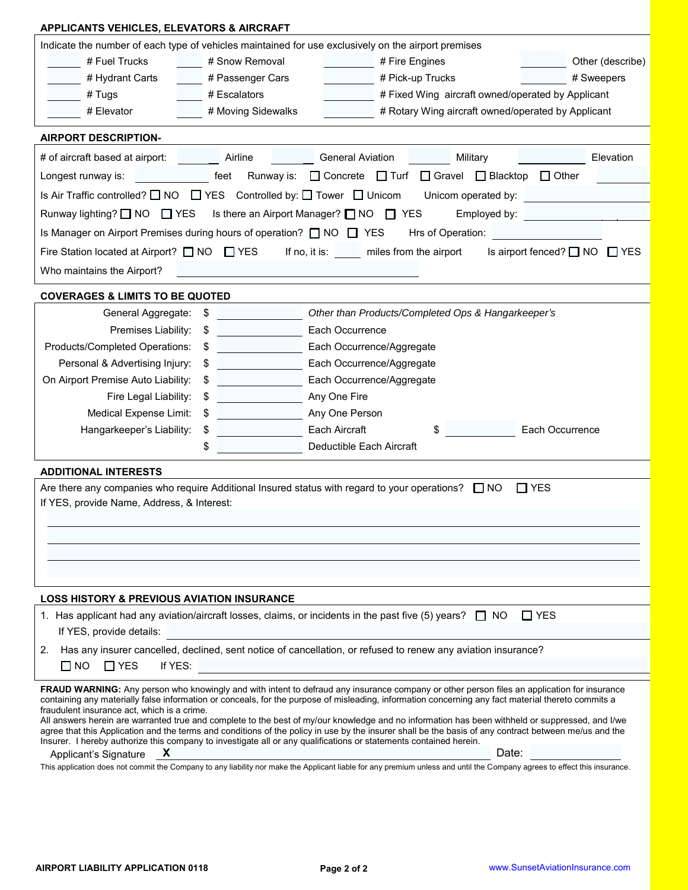## APPLICANTS VEHICLES, ELEVATORS & AIRCRAFT

Indicate the number of each type of vehicles maintained for use exclusively on the airport premises

| | | | |
|---|---|---|---|
| ______ # Fuel Trucks | ______ # Snow Removal | ______ # Fire Engines | ______ Other (describe) |
| ______ # Hydrant Carts | ______ # Passenger Cars | ______ # Pick-up Trucks | ______ # Sweepers |
| ______ # Tugs | ______ # Escalators | ______ # Fixed Wing aircraft owned/operated by Applicant | |
| ______ # Elevator | ______ # Moving Sidewalks | ______ # Rotary Wing aircraft owned/operated by Applicant | |

## AIRPORT DESCRIPTION-

# of aircraft based at airport: ______ Airline ______ General Aviation ______ Military ______ Elevation

Longest runway is: ______ feet Runway is: ☐ Concrete ☐ Turf ☐ Gravel ☐ Blacktop ☐ Other ______

Is Air Traffic controlled? ☐ NO ☐ YES Controlled by: ☐ Tower ☐ Unicom Unicom operated by: ______

Runway lighting? ☐ NO ☐ YES Is there an Airport Manager? ☐ NO ☐ YES Employed by: ______

Is Manager on Airport Premises during hours of operation? ☐ NO ☐ YES Hrs of Operation: ______

Fire Station located at Airport? ☐ NO ☐ YES If no, it is: ______ miles from the airport Is airport fenced? ☐ NO ☐ YES

Who maintains the Airport? ______

## COVERAGES & LIMITS TO BE QUOTED

| | | |
|---|---|---|
| General Aggregate: | $ ______ | *Other than Products/Completed Ops & Hangarkeeper's* |
| Premises Liability: | $ ______ | Each Occurrence |
| Products/Completed Operations: | $ ______ | Each Occurrence/Aggregate |
| Personal & Advertising Injury: | $ ______ | Each Occurrence/Aggregate |
| On Airport Premise Auto Liability: | $ ______ | Each Occurrence/Aggregate |
| Fire Legal Liability: | $ ______ | Any One Fire |
| Medical Expense Limit: | $ ______ | Any One Person |
| Hangarkeeper's Liability: | $ ______ | Each Aircraft $ ______ Each Occurrence |
| | $ ______ | Deductible Each Aircraft |

## ADDITIONAL INTERESTS

Are there any companies who require Additional Insured status with regard to your operations? ☐ NO ☐ YES

If YES, provide Name, Address, & Interest:

______

______

______

## LOSS HISTORY & PREVIOUS AVIATION INSURANCE

1. Has applicant had any aviation/aircraft losses, claims, or incidents in the past five (5) years? ☐ NO ☐ YES

   If YES, provide details: ______

2. Has any insurer cancelled, declined, sent notice of cancellation, or refused to renew any aviation insurance?

   ☐ NO ☐ YES If YES: ______

**FRAUD WARNING:** Any person who knowingly and with intent to defraud any insurance company or other person files an application for insurance containing any materially false information or conceals, for the purpose of misleading, information concerning any fact material thereto commits a fraudulent insurance act, which is a crime.

All answers herein are warranted true and complete to the best of my/our knowledge and no information has been withheld or suppressed, and I/we agree that this Application and the terms and conditions of the policy in use by the insurer shall be the basis of any contract between me/us and the Insurer. I hereby authorize this company to investigate all or any qualifications or statements contained herein.

Applicant's Signature **X** ______ Date: ______

This application does not commit the Company to any liability nor make the Applicant liable for any premium unless and until the Company agrees to effect this insurance.

AIRPORT LIABILITY APPLICATION 0118

www.SunsetAviationInsurance.com